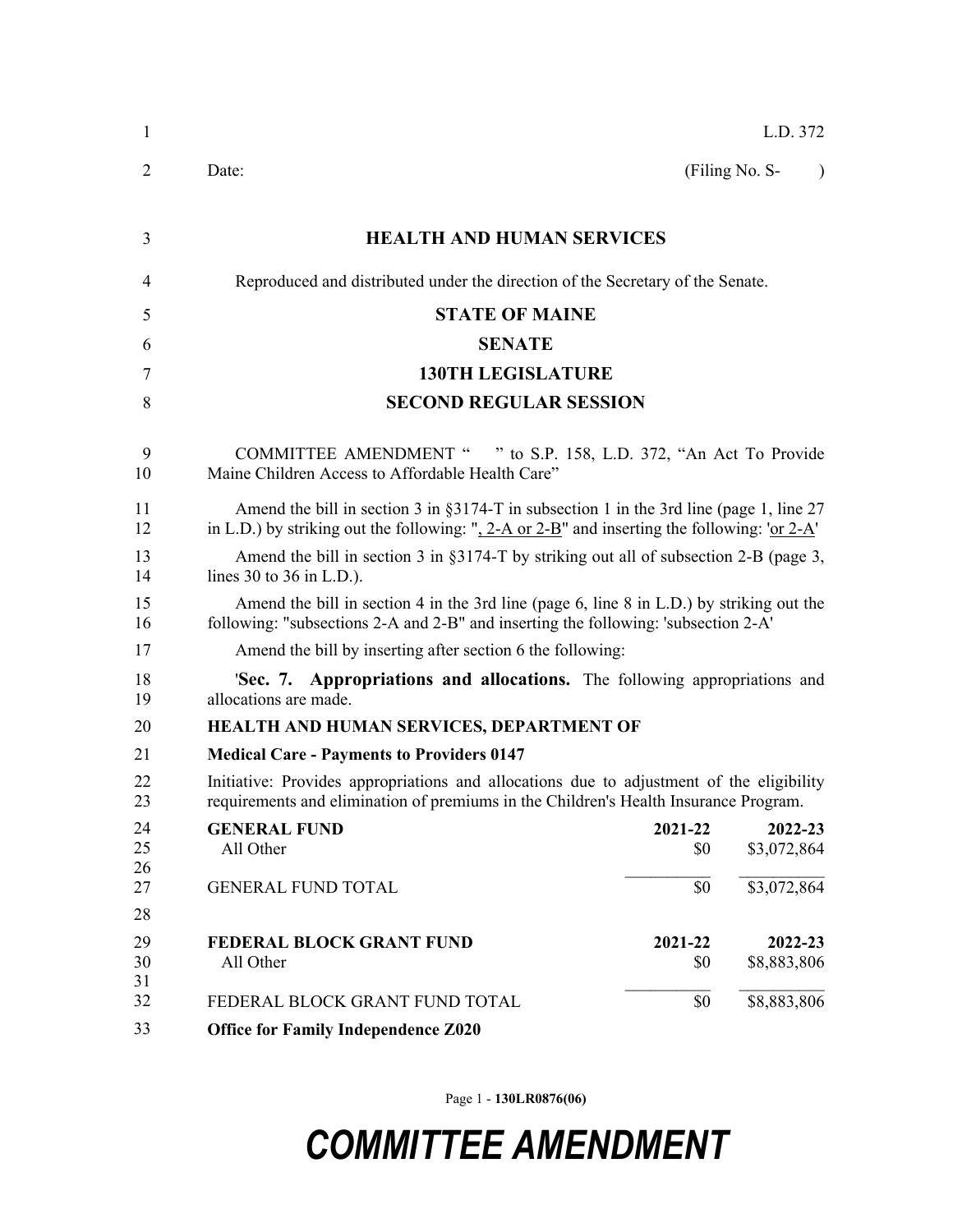L.D. 372

Date: (Filing No. S- )

## HEALTH AND HUMAN SERVICES

Reproduced and distributed under the direction of the Secretary of the Senate.

## STATE OF MAINE

## SENATE

## 130TH LEGISLATURE

## SECOND REGULAR SESSION

COMMITTEE AMENDMENT " " to S.P. 158, L.D. 372, "An Act To Provide Maine Children Access to Affordable Health Care"

Amend the bill in section 3 in §3174-T in subsection 1 in the 3rd line (page 1, line 27 in L.D.) by striking out the following: ", 2-A or 2-B" and inserting the following: 'or 2-A'

Amend the bill in section 3 in §3174-T by striking out all of subsection 2-B (page 3, lines 30 to 36 in L.D.).

Amend the bill in section 4 in the 3rd line (page 6, line 8 in L.D.) by striking out the following: "subsections 2-A and 2-B" and inserting the following: 'subsection 2-A'

Amend the bill by inserting after section 6 the following:

'**Sec. 7. Appropriations and allocations.** The following appropriations and allocations are made.

**HEALTH AND HUMAN SERVICES, DEPARTMENT OF**

**Medical Care - Payments to Providers 0147**

Initiative: Provides appropriations and allocations due to adjustment of the eligibility requirements and elimination of premiums in the Children's Health Insurance Program.

| **GENERAL FUND** | **2021-22** | **2022-23** |
|---|---|---|
| All Other | $0 | $3,072,864 |
| GENERAL FUND TOTAL | $0 | $3,072,864 |

| **FEDERAL BLOCK GRANT FUND** | **2021-22** | **2022-23** |
|---|---|---|
| All Other | $0 | $8,883,806 |
| FEDERAL BLOCK GRANT FUND TOTAL | $0 | $8,883,806 |

**Office for Family Independence Z020**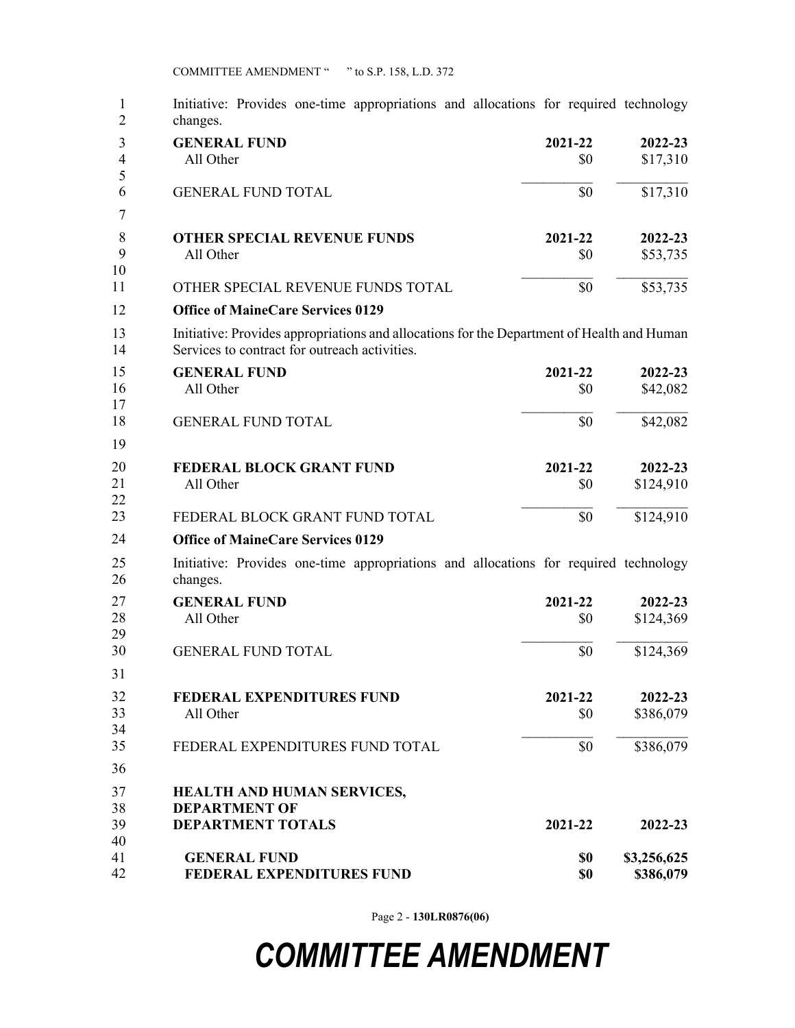Initiative: Provides one-time appropriations and allocations for required technology changes.

| GENERAL FUND | 2021-22 | 2022-23 |
|---|---|---|
| All Other | $0 | $17,310 |
| GENERAL FUND TOTAL | $0 | $17,310 |

| OTHER SPECIAL REVENUE FUNDS | 2021-22 | 2022-23 |
|---|---|---|
| All Other | $0 | $53,735 |
| OTHER SPECIAL REVENUE FUNDS TOTAL | $0 | $53,735 |

**Office of MaineCare Services 0129**

Initiative: Provides appropriations and allocations for the Department of Health and Human Services to contract for outreach activities.

| GENERAL FUND | 2021-22 | 2022-23 |
|---|---|---|
| All Other | $0 | $42,082 |
| GENERAL FUND TOTAL | $0 | $42,082 |

| FEDERAL BLOCK GRANT FUND | 2021-22 | 2022-23 |
|---|---|---|
| All Other | $0 | $124,910 |
| FEDERAL BLOCK GRANT FUND TOTAL | $0 | $124,910 |

**Office of MaineCare Services 0129**

Initiative: Provides one-time appropriations and allocations for required technology changes.

| GENERAL FUND | 2021-22 | 2022-23 |
|---|---|---|
| All Other | $0 | $124,369 |
| GENERAL FUND TOTAL | $0 | $124,369 |

| FEDERAL EXPENDITURES FUND | 2021-22 | 2022-23 |
|---|---|---|
| All Other | $0 | $386,079 |
| FEDERAL EXPENDITURES FUND TOTAL | $0 | $386,079 |

| HEALTH AND HUMAN SERVICES, DEPARTMENT OF DEPARTMENT TOTALS | 2021-22 | 2022-23 |
|---|---|---|
| **GENERAL FUND** | **$0** | **$3,256,625** |
| **FEDERAL EXPENDITURES FUND** | **$0** | **$386,079** |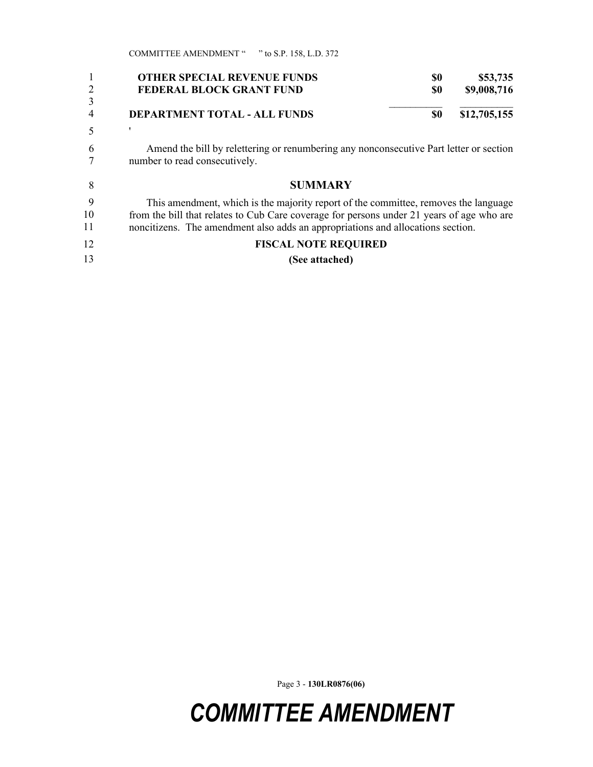| | | |
|---|---|---|
| OTHER SPECIAL REVENUE FUNDS | $0 | $53,735 |
| FEDERAL BLOCK GRANT FUND | $0 | $9,008,716 |
| DEPARTMENT TOTAL - ALL FUNDS | $0 | $12,705,155 |

'

Amend the bill by relettering or renumbering any nonconsecutive Part letter or section number to read consecutively.

## SUMMARY

This amendment, which is the majority report of the committee, removes the language from the bill that relates to Cub Care coverage for persons under 21 years of age who are noncitizens. The amendment also adds an appropriations and allocations section.

**FISCAL NOTE REQUIRED**

**(See attached)**

# COMMITTEE AMENDMENT